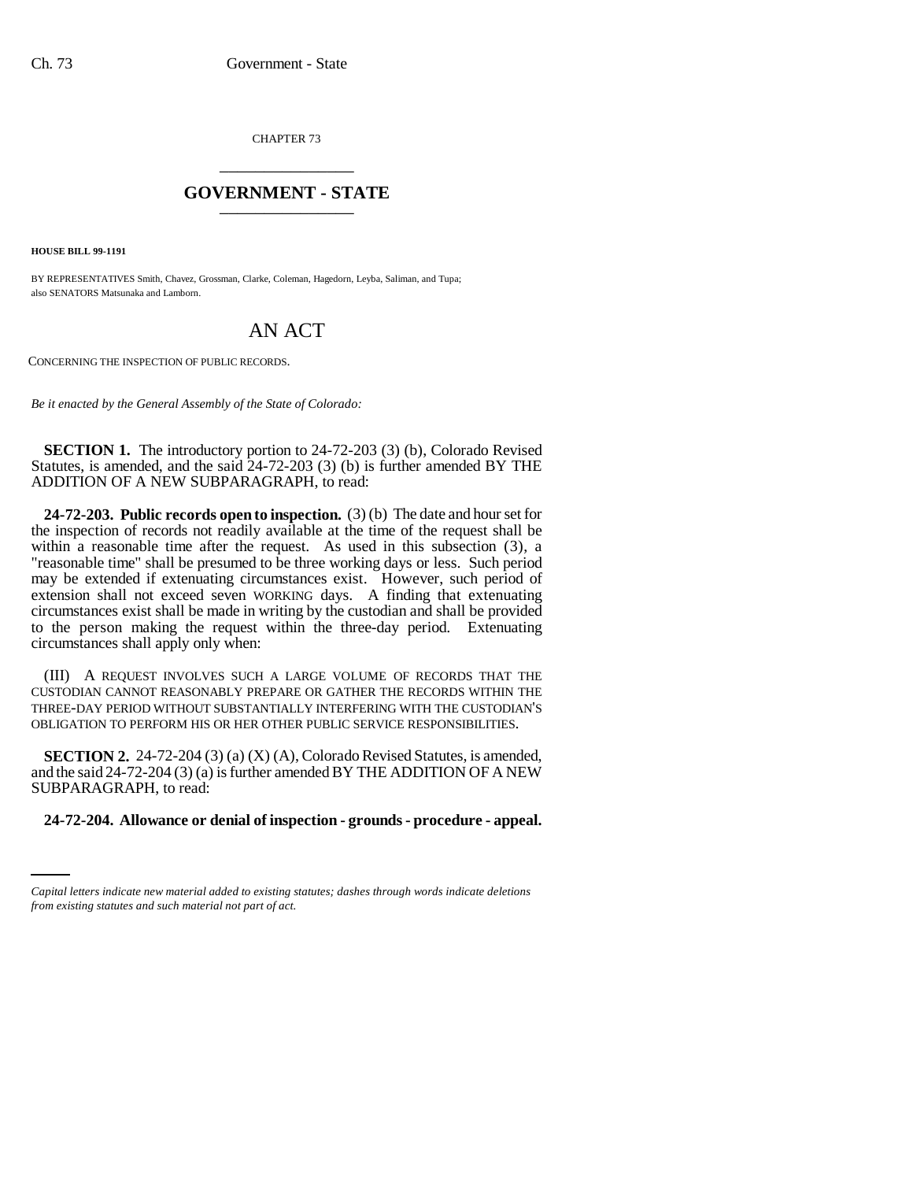CHAPTER 73

## GOVERNMENT - STATE

**HOUSE BILL 99-1191**

BY REPRESENTATIVES Smith, Chavez, Grossman, Clarke, Coleman, Hagedorn, Leyba, Saliman, and Tupa;
also SENATORS Matsunaka and Lamborn.

# AN ACT

CONCERNING THE INSPECTION OF PUBLIC RECORDS.

*Be it enacted by the General Assembly of the State of Colorado:*

**SECTION 1.** The introductory portion to 24-72-203 (3) (b), Colorado Revised Statutes, is amended, and the said 24-72-203 (3) (b) is further amended BY THE ADDITION OF A NEW SUBPARAGRAPH, to read:

**24-72-203. Public records open to inspection.** (3) (b) The date and hour set for the inspection of records not readily available at the time of the request shall be within a reasonable time after the request. As used in this subsection (3), a "reasonable time" shall be presumed to be three working days or less. Such period may be extended if extenuating circumstances exist. However, such period of extension shall not exceed seven WORKING days. A finding that extenuating circumstances exist shall be made in writing by the custodian and shall be provided to the person making the request within the three-day period. Extenuating circumstances shall apply only when:

(III) A REQUEST INVOLVES SUCH A LARGE VOLUME OF RECORDS THAT THE CUSTODIAN CANNOT REASONABLY PREPARE OR GATHER THE RECORDS WITHIN THE THREE-DAY PERIOD WITHOUT SUBSTANTIALLY INTERFERING WITH THE CUSTODIAN'S OBLIGATION TO PERFORM HIS OR HER OTHER PUBLIC SERVICE RESPONSIBILITIES.

**SECTION 2.** 24-72-204 (3) (a) (X) (A), Colorado Revised Statutes, is amended, and the said 24-72-204 (3) (a) is further amended BY THE ADDITION OF A NEW SUBPARAGRAPH, to read:

**24-72-204. Allowance or denial of inspection - grounds - procedure - appeal.**

*Capital letters indicate new material added to existing statutes; dashes through words indicate deletions from existing statutes and such material not part of act.*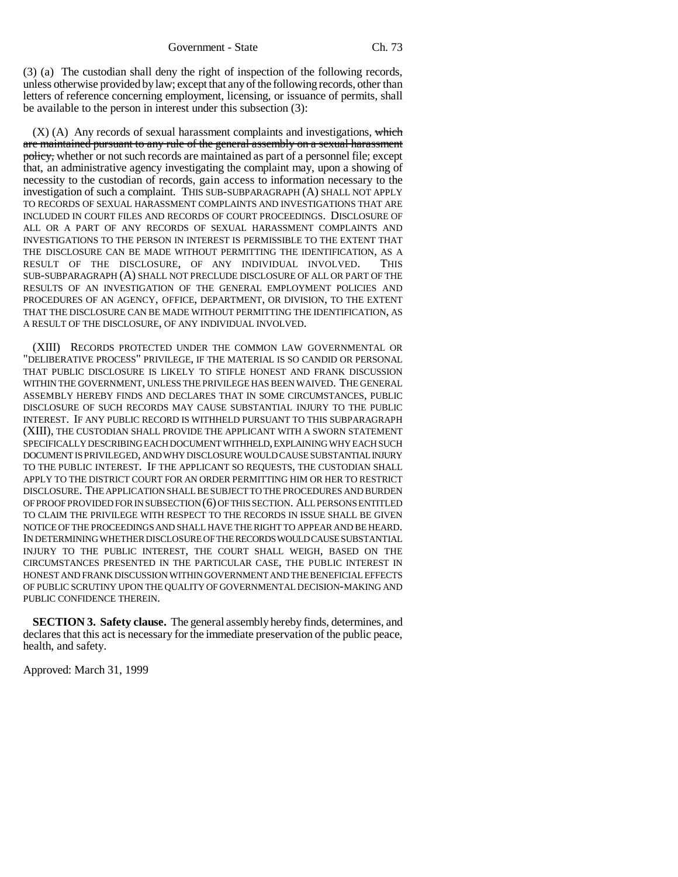(3) (a) The custodian shall deny the right of inspection of the following records, unless otherwise provided by law; except that any of the following records, other than letters of reference concerning employment, licensing, or issuance of permits, shall be available to the person in interest under this subsection (3):

(X) (A) Any records of sexual harassment complaints and investigations, ~~which are maintained pursuant to any rule of the general assembly on a sexual harassment policy,~~ whether or not such records are maintained as part of a personnel file; except that, an administrative agency investigating the complaint may, upon a showing of necessity to the custodian of records, gain access to information necessary to the investigation of such a complaint. THIS SUB-SUBPARAGRAPH (A) SHALL NOT APPLY TO RECORDS OF SEXUAL HARASSMENT COMPLAINTS AND INVESTIGATIONS THAT ARE INCLUDED IN COURT FILES AND RECORDS OF COURT PROCEEDINGS. DISCLOSURE OF ALL OR A PART OF ANY RECORDS OF SEXUAL HARASSMENT COMPLAINTS AND INVESTIGATIONS TO THE PERSON IN INTEREST IS PERMISSIBLE TO THE EXTENT THAT THE DISCLOSURE CAN BE MADE WITHOUT PERMITTING THE IDENTIFICATION, AS A RESULT OF THE DISCLOSURE, OF ANY INDIVIDUAL INVOLVED. THIS SUB-SUBPARAGRAPH (A) SHALL NOT PRECLUDE DISCLOSURE OF ALL OR PART OF THE RESULTS OF AN INVESTIGATION OF THE GENERAL EMPLOYMENT POLICIES AND PROCEDURES OF AN AGENCY, OFFICE, DEPARTMENT, OR DIVISION, TO THE EXTENT THAT THE DISCLOSURE CAN BE MADE WITHOUT PERMITTING THE IDENTIFICATION, AS A RESULT OF THE DISCLOSURE, OF ANY INDIVIDUAL INVOLVED.

(XIII) RECORDS PROTECTED UNDER THE COMMON LAW GOVERNMENTAL OR "DELIBERATIVE PROCESS" PRIVILEGE, IF THE MATERIAL IS SO CANDID OR PERSONAL THAT PUBLIC DISCLOSURE IS LIKELY TO STIFLE HONEST AND FRANK DISCUSSION WITHIN THE GOVERNMENT, UNLESS THE PRIVILEGE HAS BEEN WAIVED. THE GENERAL ASSEMBLY HEREBY FINDS AND DECLARES THAT IN SOME CIRCUMSTANCES, PUBLIC DISCLOSURE OF SUCH RECORDS MAY CAUSE SUBSTANTIAL INJURY TO THE PUBLIC INTEREST. IF ANY PUBLIC RECORD IS WITHHELD PURSUANT TO THIS SUBPARAGRAPH (XIII), THE CUSTODIAN SHALL PROVIDE THE APPLICANT WITH A SWORN STATEMENT SPECIFICALLY DESCRIBING EACH DOCUMENT WITHHELD, EXPLAINING WHY EACH SUCH DOCUMENT IS PRIVILEGED, AND WHY DISCLOSURE WOULD CAUSE SUBSTANTIAL INJURY TO THE PUBLIC INTEREST. IF THE APPLICANT SO REQUESTS, THE CUSTODIAN SHALL APPLY TO THE DISTRICT COURT FOR AN ORDER PERMITTING HIM OR HER TO RESTRICT DISCLOSURE. THE APPLICATION SHALL BE SUBJECT TO THE PROCEDURES AND BURDEN OF PROOF PROVIDED FOR IN SUBSECTION (6) OF THIS SECTION. ALL PERSONS ENTITLED TO CLAIM THE PRIVILEGE WITH RESPECT TO THE RECORDS IN ISSUE SHALL BE GIVEN NOTICE OF THE PROCEEDINGS AND SHALL HAVE THE RIGHT TO APPEAR AND BE HEARD. IN DETERMINING WHETHER DISCLOSURE OF THE RECORDS WOULD CAUSE SUBSTANTIAL INJURY TO THE PUBLIC INTEREST, THE COURT SHALL WEIGH, BASED ON THE CIRCUMSTANCES PRESENTED IN THE PARTICULAR CASE, THE PUBLIC INTEREST IN HONEST AND FRANK DISCUSSION WITHIN GOVERNMENT AND THE BENEFICIAL EFFECTS OF PUBLIC SCRUTINY UPON THE QUALITY OF GOVERNMENTAL DECISION-MAKING AND PUBLIC CONFIDENCE THEREIN.

**SECTION 3. Safety clause.** The general assembly hereby finds, determines, and declares that this act is necessary for the immediate preservation of the public peace, health, and safety.

Approved: March 31, 1999